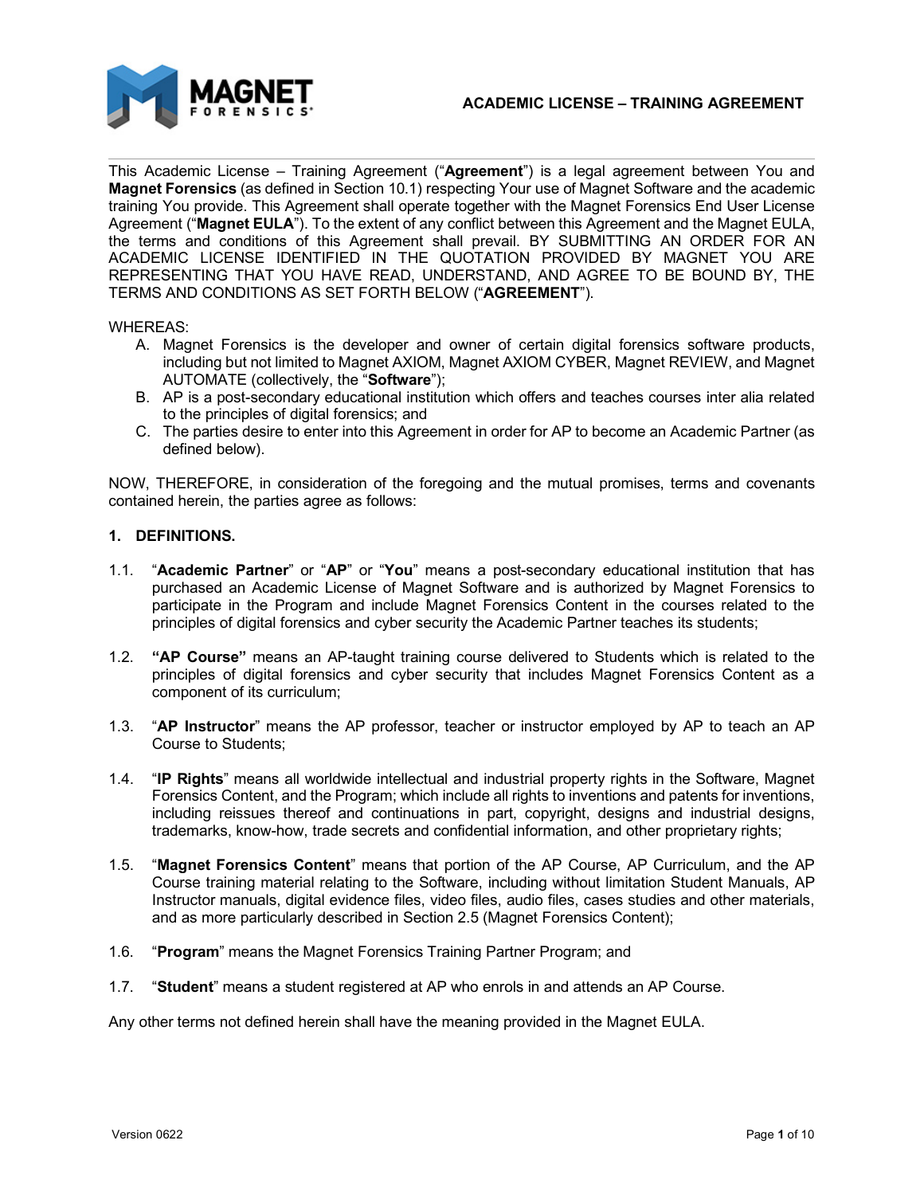# ACADEMIC LICENSE – TRAINING AGREEMENT

This Academic License – Training Agreement ("**Agreement**") is a legal agreement between You and **Magnet Forensics** (as defined in Section 10.1) respecting Your use of Magnet Software and the academic training You provide. This Agreement shall operate together with the Magnet Forensics End User License Agreement ("**Magnet EULA**"). To the extent of any conflict between this Agreement and the Magnet EULA, the terms and conditions of this Agreement shall prevail. BY SUBMITTING AN ORDER FOR AN ACADEMIC LICENSE IDENTIFIED IN THE QUOTATION PROVIDED BY MAGNET YOU ARE REPRESENTING THAT YOU HAVE READ, UNDERSTAND, AND AGREE TO BE BOUND BY, THE TERMS AND CONDITIONS AS SET FORTH BELOW ("**AGREEMENT**").

WHEREAS:

A. Magnet Forensics is the developer and owner of certain digital forensics software products, including but not limited to Magnet AXIOM, Magnet AXIOM CYBER, Magnet REVIEW, and Magnet AUTOMATE (collectively, the "**Software**");
B. AP is a post-secondary educational institution which offers and teaches courses inter alia related to the principles of digital forensics; and
C. The parties desire to enter into this Agreement in order for AP to become an Academic Partner (as defined below).

NOW, THEREFORE, in consideration of the foregoing and the mutual promises, terms and covenants contained herein, the parties agree as follows:

## 1. DEFINITIONS.

1.1. "**Academic Partner**" or "**AP**" or "**You**" means a post-secondary educational institution that has purchased an Academic License of Magnet Software and is authorized by Magnet Forensics to participate in the Program and include Magnet Forensics Content in the courses related to the principles of digital forensics and cyber security the Academic Partner teaches its students;

1.2. **"AP Course"** means an AP-taught training course delivered to Students which is related to the principles of digital forensics and cyber security that includes Magnet Forensics Content as a component of its curriculum;

1.3. "**AP Instructor**" means the AP professor, teacher or instructor employed by AP to teach an AP Course to Students;

1.4. "**IP Rights**" means all worldwide intellectual and industrial property rights in the Software, Magnet Forensics Content, and the Program; which include all rights to inventions and patents for inventions, including reissues thereof and continuations in part, copyright, designs and industrial designs, trademarks, know-how, trade secrets and confidential information, and other proprietary rights;

1.5. "**Magnet Forensics Content**" means that portion of the AP Course, AP Curriculum, and the AP Course training material relating to the Software, including without limitation Student Manuals, AP Instructor manuals, digital evidence files, video files, audio files, cases studies and other materials, and as more particularly described in Section 2.5 (Magnet Forensics Content);

1.6. "**Program**" means the Magnet Forensics Training Partner Program; and

1.7. "**Student**" means a student registered at AP who enrols in and attends an AP Course.

Any other terms not defined herein shall have the meaning provided in the Magnet EULA.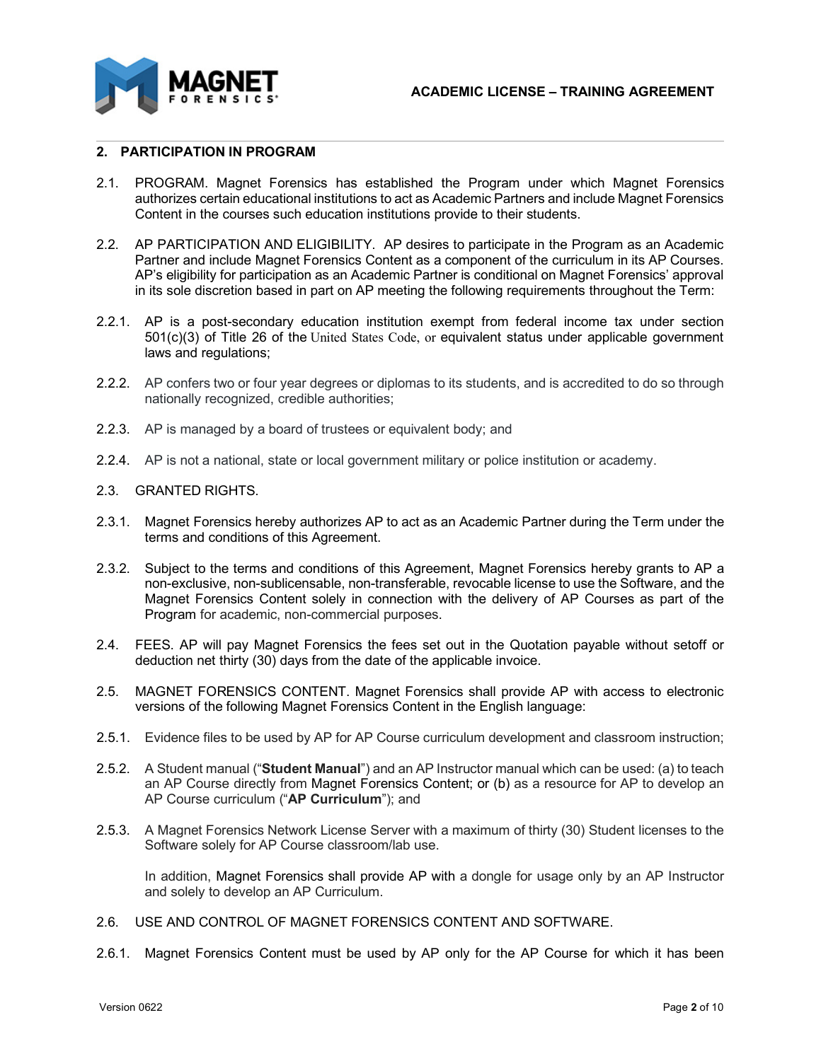## 2. PARTICIPATION IN PROGRAM

2.1. PROGRAM. Magnet Forensics has established the Program under which Magnet Forensics authorizes certain educational institutions to act as Academic Partners and include Magnet Forensics Content in the courses such education institutions provide to their students.

2.2. AP PARTICIPATION AND ELIGIBILITY. AP desires to participate in the Program as an Academic Partner and include Magnet Forensics Content as a component of the curriculum in its AP Courses. AP's eligibility for participation as an Academic Partner is conditional on Magnet Forensics' approval in its sole discretion based in part on AP meeting the following requirements throughout the Term:

2.2.1. AP is a post-secondary education institution exempt from federal income tax under section 501(c)(3) of Title 26 of the United States Code, or equivalent status under applicable government laws and regulations;

2.2.2. AP confers two or four year degrees or diplomas to its students, and is accredited to do so through nationally recognized, credible authorities;

2.2.3. AP is managed by a board of trustees or equivalent body; and

2.2.4. AP is not a national, state or local government military or police institution or academy.

2.3. GRANTED RIGHTS.

2.3.1. Magnet Forensics hereby authorizes AP to act as an Academic Partner during the Term under the terms and conditions of this Agreement.

2.3.2. Subject to the terms and conditions of this Agreement, Magnet Forensics hereby grants to AP a non-exclusive, non-sublicensable, non-transferable, revocable license to use the Software, and the Magnet Forensics Content solely in connection with the delivery of AP Courses as part of the Program for academic, non-commercial purposes.

2.4. FEES. AP will pay Magnet Forensics the fees set out in the Quotation payable without setoff or deduction net thirty (30) days from the date of the applicable invoice.

2.5. MAGNET FORENSICS CONTENT. Magnet Forensics shall provide AP with access to electronic versions of the following Magnet Forensics Content in the English language:

2.5.1. Evidence files to be used by AP for AP Course curriculum development and classroom instruction;

2.5.2. A Student manual ("**Student Manual**") and an AP Instructor manual which can be used: (a) to teach an AP Course directly from Magnet Forensics Content; or (b) as a resource for AP to develop an AP Course curriculum ("**AP Curriculum**"); and

2.5.3. A Magnet Forensics Network License Server with a maximum of thirty (30) Student licenses to the Software solely for AP Course classroom/lab use.

In addition, Magnet Forensics shall provide AP with a dongle for usage only by an AP Instructor and solely to develop an AP Curriculum.

2.6. USE AND CONTROL OF MAGNET FORENSICS CONTENT AND SOFTWARE.

2.6.1. Magnet Forensics Content must be used by AP only for the AP Course for which it has been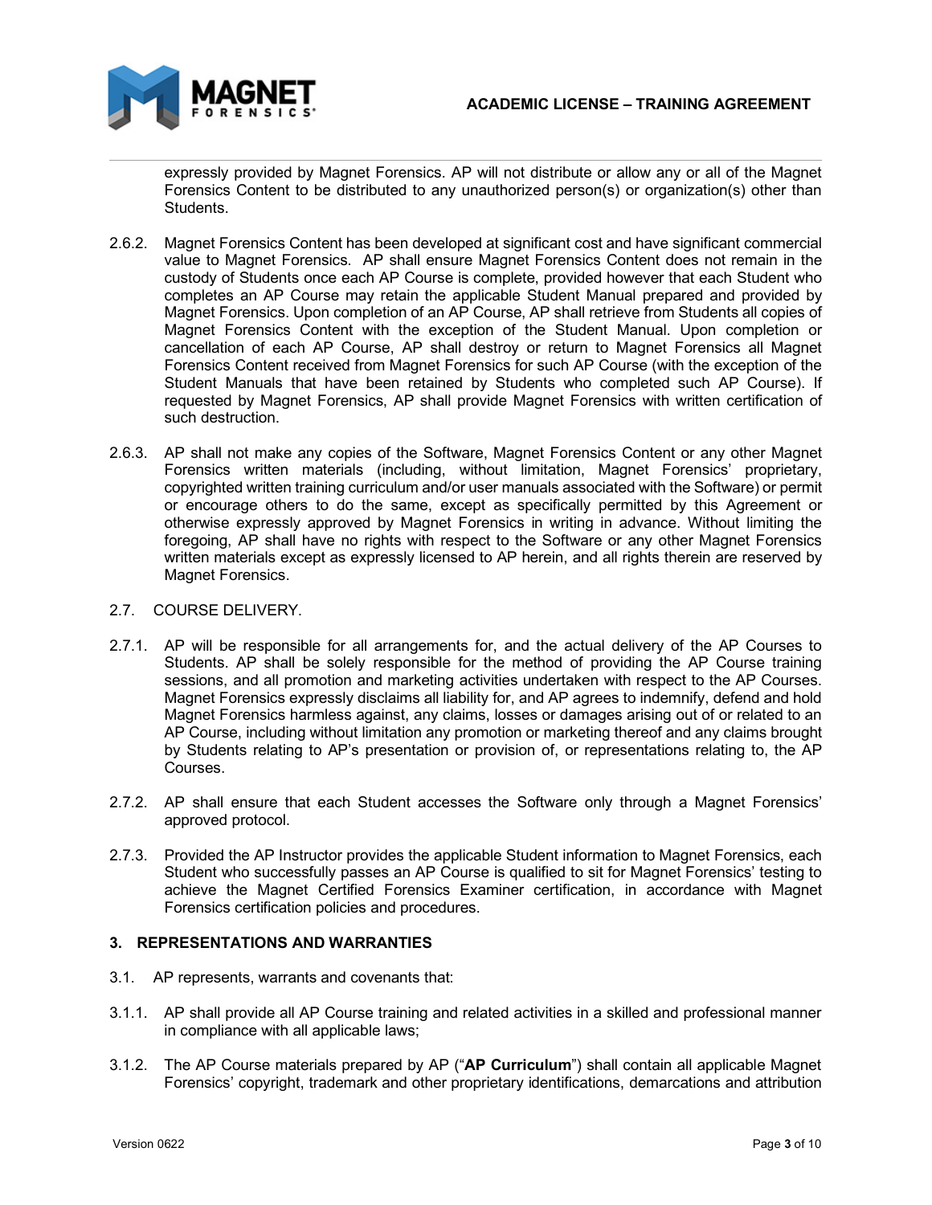expressly provided by Magnet Forensics. AP will not distribute or allow any or all of the Magnet Forensics Content to be distributed to any unauthorized person(s) or organization(s) other than Students.

2.6.2. Magnet Forensics Content has been developed at significant cost and have significant commercial value to Magnet Forensics. AP shall ensure Magnet Forensics Content does not remain in the custody of Students once each AP Course is complete, provided however that each Student who completes an AP Course may retain the applicable Student Manual prepared and provided by Magnet Forensics. Upon completion of an AP Course, AP shall retrieve from Students all copies of Magnet Forensics Content with the exception of the Student Manual. Upon completion or cancellation of each AP Course, AP shall destroy or return to Magnet Forensics all Magnet Forensics Content received from Magnet Forensics for such AP Course (with the exception of the Student Manuals that have been retained by Students who completed such AP Course). If requested by Magnet Forensics, AP shall provide Magnet Forensics with written certification of such destruction.

2.6.3. AP shall not make any copies of the Software, Magnet Forensics Content or any other Magnet Forensics written materials (including, without limitation, Magnet Forensics' proprietary, copyrighted written training curriculum and/or user manuals associated with the Software) or permit or encourage others to do the same, except as specifically permitted by this Agreement or otherwise expressly approved by Magnet Forensics in writing in advance. Without limiting the foregoing, AP shall have no rights with respect to the Software or any other Magnet Forensics written materials except as expressly licensed to AP herein, and all rights therein are reserved by Magnet Forensics.

2.7. COURSE DELIVERY.

2.7.1. AP will be responsible for all arrangements for, and the actual delivery of the AP Courses to Students. AP shall be solely responsible for the method of providing the AP Course training sessions, and all promotion and marketing activities undertaken with respect to the AP Courses. Magnet Forensics expressly disclaims all liability for, and AP agrees to indemnify, defend and hold Magnet Forensics harmless against, any claims, losses or damages arising out of or related to an AP Course, including without limitation any promotion or marketing thereof and any claims brought by Students relating to AP's presentation or provision of, or representations relating to, the AP Courses.

2.7.2. AP shall ensure that each Student accesses the Software only through a Magnet Forensics' approved protocol.

2.7.3. Provided the AP Instructor provides the applicable Student information to Magnet Forensics, each Student who successfully passes an AP Course is qualified to sit for Magnet Forensics' testing to achieve the Magnet Certified Forensics Examiner certification, in accordance with Magnet Forensics certification policies and procedures.

## 3. REPRESENTATIONS AND WARRANTIES

3.1. AP represents, warrants and covenants that:

3.1.1. AP shall provide all AP Course training and related activities in a skilled and professional manner in compliance with all applicable laws;

3.1.2. The AP Course materials prepared by AP ("**AP Curriculum**") shall contain all applicable Magnet Forensics' copyright, trademark and other proprietary identifications, demarcations and attribution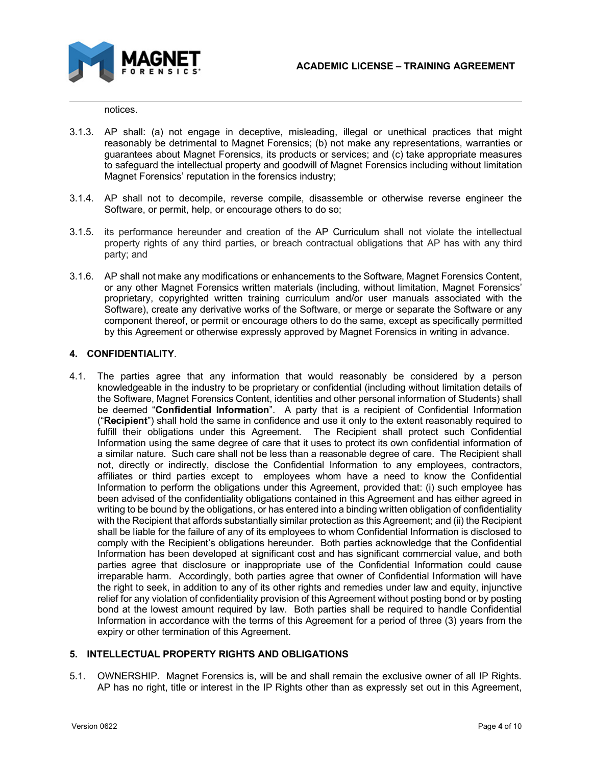notices.

3.1.3. AP shall: (a) not engage in deceptive, misleading, illegal or unethical practices that might reasonably be detrimental to Magnet Forensics; (b) not make any representations, warranties or guarantees about Magnet Forensics, its products or services; and (c) take appropriate measures to safeguard the intellectual property and goodwill of Magnet Forensics including without limitation Magnet Forensics' reputation in the forensics industry;

3.1.4. AP shall not to decompile, reverse compile, disassemble or otherwise reverse engineer the Software, or permit, help, or encourage others to do so;

3.1.5. its performance hereunder and creation of the AP Curriculum shall not violate the intellectual property rights of any third parties, or breach contractual obligations that AP has with any third party; and

3.1.6. AP shall not make any modifications or enhancements to the Software, Magnet Forensics Content, or any other Magnet Forensics written materials (including, without limitation, Magnet Forensics' proprietary, copyrighted written training curriculum and/or user manuals associated with the Software), create any derivative works of the Software, or merge or separate the Software or any component thereof, or permit or encourage others to do the same, except as specifically permitted by this Agreement or otherwise expressly approved by Magnet Forensics in writing in advance.

## 4. CONFIDENTIALITY.

4.1. The parties agree that any information that would reasonably be considered by a person knowledgeable in the industry to be proprietary or confidential (including without limitation details of the Software, Magnet Forensics Content, identities and other personal information of Students) shall be deemed "**Confidential Information**". A party that is a recipient of Confidential Information ("**Recipient**") shall hold the same in confidence and use it only to the extent reasonably required to fulfill their obligations under this Agreement. The Recipient shall protect such Confidential Information using the same degree of care that it uses to protect its own confidential information of a similar nature. Such care shall not be less than a reasonable degree of care. The Recipient shall not, directly or indirectly, disclose the Confidential Information to any employees, contractors, affiliates or third parties except to employees whom have a need to know the Confidential Information to perform the obligations under this Agreement, provided that: (i) such employee has been advised of the confidentiality obligations contained in this Agreement and has either agreed in writing to be bound by the obligations, or has entered into a binding written obligation of confidentiality with the Recipient that affords substantially similar protection as this Agreement; and (ii) the Recipient shall be liable for the failure of any of its employees to whom Confidential Information is disclosed to comply with the Recipient's obligations hereunder. Both parties acknowledge that the Confidential Information has been developed at significant cost and has significant commercial value, and both parties agree that disclosure or inappropriate use of the Confidential Information could cause irreparable harm. Accordingly, both parties agree that owner of Confidential Information will have the right to seek, in addition to any of its other rights and remedies under law and equity, injunctive relief for any violation of confidentiality provision of this Agreement without posting bond or by posting bond at the lowest amount required by law. Both parties shall be required to handle Confidential Information in accordance with the terms of this Agreement for a period of three (3) years from the expiry or other termination of this Agreement.

## 5. INTELLECTUAL PROPERTY RIGHTS AND OBLIGATIONS

5.1. OWNERSHIP. Magnet Forensics is, will be and shall remain the exclusive owner of all IP Rights. AP has no right, title or interest in the IP Rights other than as expressly set out in this Agreement,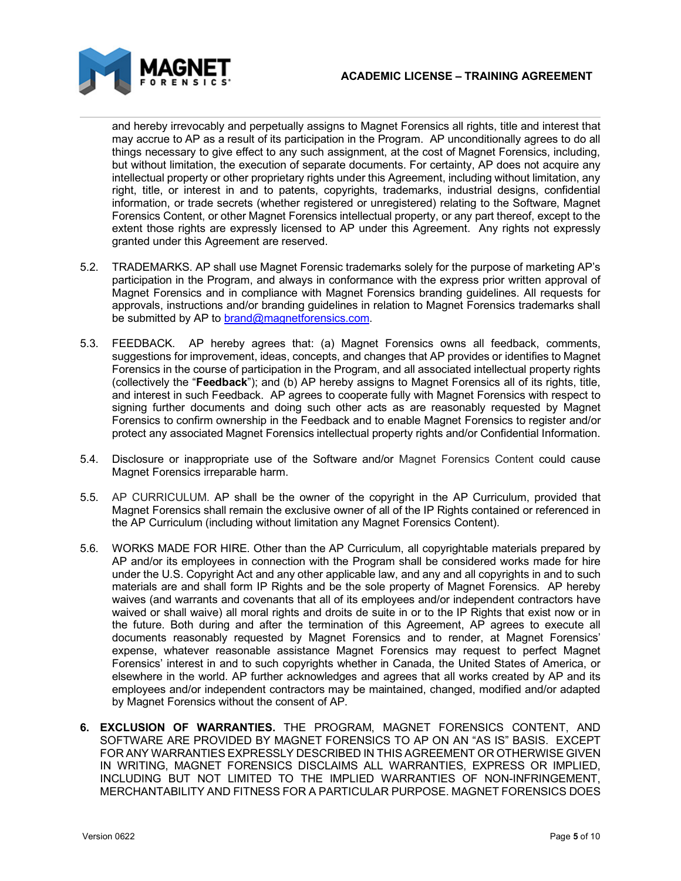and hereby irrevocably and perpetually assigns to Magnet Forensics all rights, title and interest that may accrue to AP as a result of its participation in the Program. AP unconditionally agrees to do all things necessary to give effect to any such assignment, at the cost of Magnet Forensics, including, but without limitation, the execution of separate documents. For certainty, AP does not acquire any intellectual property or other proprietary rights under this Agreement, including without limitation, any right, title, or interest in and to patents, copyrights, trademarks, industrial designs, confidential information, or trade secrets (whether registered or unregistered) relating to the Software, Magnet Forensics Content, or other Magnet Forensics intellectual property, or any part thereof, except to the extent those rights are expressly licensed to AP under this Agreement. Any rights not expressly granted under this Agreement are reserved.

5.2. TRADEMARKS. AP shall use Magnet Forensic trademarks solely for the purpose of marketing AP's participation in the Program, and always in conformance with the express prior written approval of Magnet Forensics and in compliance with Magnet Forensics branding guidelines. All requests for approvals, instructions and/or branding guidelines in relation to Magnet Forensics trademarks shall be submitted by AP to brand@magnetforensics.com.

5.3. FEEDBACK. AP hereby agrees that: (a) Magnet Forensics owns all feedback, comments, suggestions for improvement, ideas, concepts, and changes that AP provides or identifies to Magnet Forensics in the course of participation in the Program, and all associated intellectual property rights (collectively the "**Feedback**"); and (b) AP hereby assigns to Magnet Forensics all of its rights, title, and interest in such Feedback. AP agrees to cooperate fully with Magnet Forensics with respect to signing further documents and doing such other acts as are reasonably requested by Magnet Forensics to confirm ownership in the Feedback and to enable Magnet Forensics to register and/or protect any associated Magnet Forensics intellectual property rights and/or Confidential Information.

5.4. Disclosure or inappropriate use of the Software and/or Magnet Forensics Content could cause Magnet Forensics irreparable harm.

5.5. AP CURRICULUM. AP shall be the owner of the copyright in the AP Curriculum, provided that Magnet Forensics shall remain the exclusive owner of all of the IP Rights contained or referenced in the AP Curriculum (including without limitation any Magnet Forensics Content).

5.6. WORKS MADE FOR HIRE. Other than the AP Curriculum, all copyrightable materials prepared by AP and/or its employees in connection with the Program shall be considered works made for hire under the U.S. Copyright Act and any other applicable law, and any and all copyrights in and to such materials are and shall form IP Rights and be the sole property of Magnet Forensics. AP hereby waives (and warrants and covenants that all of its employees and/or independent contractors have waived or shall waive) all moral rights and droits de suite in or to the IP Rights that exist now or in the future. Both during and after the termination of this Agreement, AP agrees to execute all documents reasonably requested by Magnet Forensics and to render, at Magnet Forensics' expense, whatever reasonable assistance Magnet Forensics may request to perfect Magnet Forensics' interest in and to such copyrights whether in Canada, the United States of America, or elsewhere in the world. AP further acknowledges and agrees that all works created by AP and its employees and/or independent contractors may be maintained, changed, modified and/or adapted by Magnet Forensics without the consent of AP.

**6. EXCLUSION OF WARRANTIES.** THE PROGRAM, MAGNET FORENSICS CONTENT, AND SOFTWARE ARE PROVIDED BY MAGNET FORENSICS TO AP ON AN "AS IS" BASIS. EXCEPT FOR ANY WARRANTIES EXPRESSLY DESCRIBED IN THIS AGREEMENT OR OTHERWISE GIVEN IN WRITING, MAGNET FORENSICS DISCLAIMS ALL WARRANTIES, EXPRESS OR IMPLIED, INCLUDING BUT NOT LIMITED TO THE IMPLIED WARRANTIES OF NON-INFRINGEMENT, MERCHANTABILITY AND FITNESS FOR A PARTICULAR PURPOSE. MAGNET FORENSICS DOES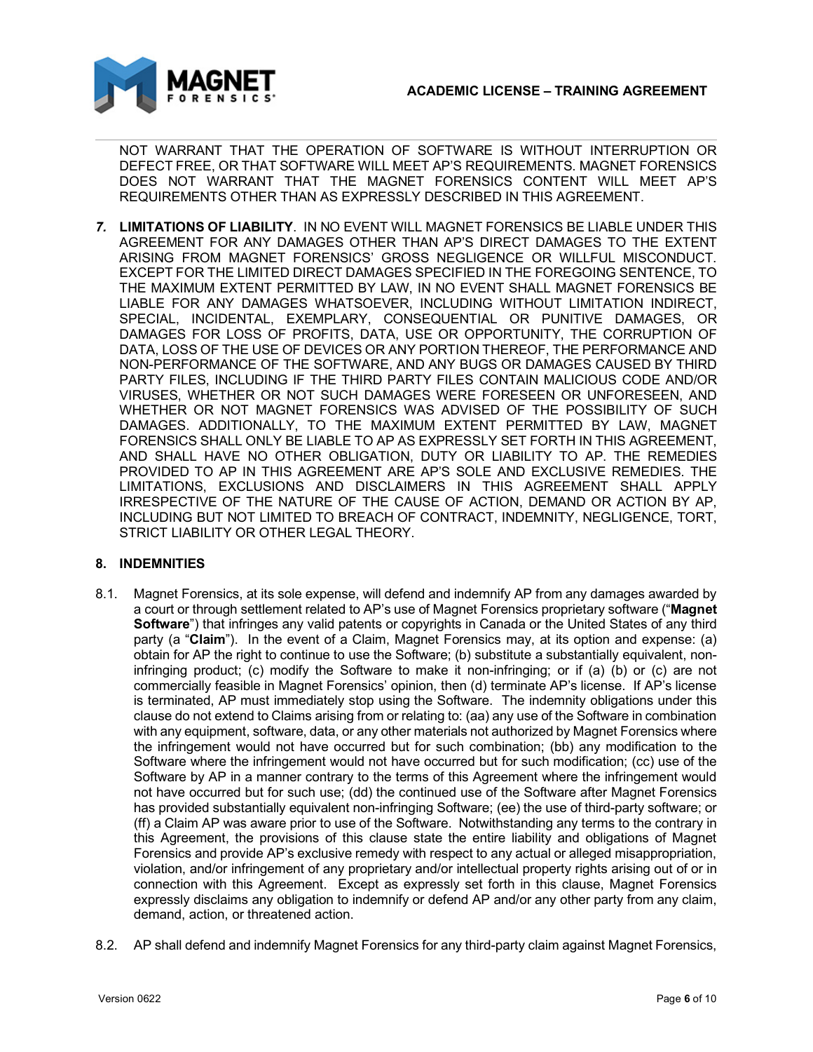NOT WARRANT THAT THE OPERATION OF SOFTWARE IS WITHOUT INTERRUPTION OR DEFECT FREE, OR THAT SOFTWARE WILL MEET AP'S REQUIREMENTS. MAGNET FORENSICS DOES NOT WARRANT THAT THE MAGNET FORENSICS CONTENT WILL MEET AP'S REQUIREMENTS OTHER THAN AS EXPRESSLY DESCRIBED IN THIS AGREEMENT.

***7.*** **LIMITATIONS OF LIABILITY**. IN NO EVENT WILL MAGNET FORENSICS BE LIABLE UNDER THIS AGREEMENT FOR ANY DAMAGES OTHER THAN AP'S DIRECT DAMAGES TO THE EXTENT ARISING FROM MAGNET FORENSICS' GROSS NEGLIGENCE OR WILLFUL MISCONDUCT. EXCEPT FOR THE LIMITED DIRECT DAMAGES SPECIFIED IN THE FOREGOING SENTENCE, TO THE MAXIMUM EXTENT PERMITTED BY LAW, IN NO EVENT SHALL MAGNET FORENSICS BE LIABLE FOR ANY DAMAGES WHATSOEVER, INCLUDING WITHOUT LIMITATION INDIRECT, SPECIAL, INCIDENTAL, EXEMPLARY, CONSEQUENTIAL OR PUNITIVE DAMAGES, OR DAMAGES FOR LOSS OF PROFITS, DATA, USE OR OPPORTUNITY, THE CORRUPTION OF DATA, LOSS OF THE USE OF DEVICES OR ANY PORTION THEREOF, THE PERFORMANCE AND NON-PERFORMANCE OF THE SOFTWARE, AND ANY BUGS OR DAMAGES CAUSED BY THIRD PARTY FILES, INCLUDING IF THE THIRD PARTY FILES CONTAIN MALICIOUS CODE AND/OR VIRUSES, WHETHER OR NOT SUCH DAMAGES WERE FORESEEN OR UNFORESEEN, AND WHETHER OR NOT MAGNET FORENSICS WAS ADVISED OF THE POSSIBILITY OF SUCH DAMAGES. ADDITIONALLY, TO THE MAXIMUM EXTENT PERMITTED BY LAW, MAGNET FORENSICS SHALL ONLY BE LIABLE TO AP AS EXPRESSLY SET FORTH IN THIS AGREEMENT, AND SHALL HAVE NO OTHER OBLIGATION, DUTY OR LIABILITY TO AP. THE REMEDIES PROVIDED TO AP IN THIS AGREEMENT ARE AP'S SOLE AND EXCLUSIVE REMEDIES. THE LIMITATIONS, EXCLUSIONS AND DISCLAIMERS IN THIS AGREEMENT SHALL APPLY IRRESPECTIVE OF THE NATURE OF THE CAUSE OF ACTION, DEMAND OR ACTION BY AP, INCLUDING BUT NOT LIMITED TO BREACH OF CONTRACT, INDEMNITY, NEGLIGENCE, TORT, STRICT LIABILITY OR OTHER LEGAL THEORY.

**8. INDEMNITIES**

8.1. Magnet Forensics, at its sole expense, will defend and indemnify AP from any damages awarded by a court or through settlement related to AP's use of Magnet Forensics proprietary software ("**Magnet Software**") that infringes any valid patents or copyrights in Canada or the United States of any third party (a "**Claim**"). In the event of a Claim, Magnet Forensics may, at its option and expense: (a) obtain for AP the right to continue to use the Software; (b) substitute a substantially equivalent, non-infringing product; (c) modify the Software to make it non-infringing; or if (a) (b) or (c) are not commercially feasible in Magnet Forensics' opinion, then (d) terminate AP's license. If AP's license is terminated, AP must immediately stop using the Software. The indemnity obligations under this clause do not extend to Claims arising from or relating to: (aa) any use of the Software in combination with any equipment, software, data, or any other materials not authorized by Magnet Forensics where the infringement would not have occurred but for such combination; (bb) any modification to the Software where the infringement would not have occurred but for such modification; (cc) use of the Software by AP in a manner contrary to the terms of this Agreement where the infringement would not have occurred but for such use; (dd) the continued use of the Software after Magnet Forensics has provided substantially equivalent non-infringing Software; (ee) the use of third-party software; or (ff) a Claim AP was aware prior to use of the Software. Notwithstanding any terms to the contrary in this Agreement, the provisions of this clause state the entire liability and obligations of Magnet Forensics and provide AP's exclusive remedy with respect to any actual or alleged misappropriation, violation, and/or infringement of any proprietary and/or intellectual property rights arising out of or in connection with this Agreement. Except as expressly set forth in this clause, Magnet Forensics expressly disclaims any obligation to indemnify or defend AP and/or any other party from any claim, demand, action, or threatened action.

8.2. AP shall defend and indemnify Magnet Forensics for any third-party claim against Magnet Forensics,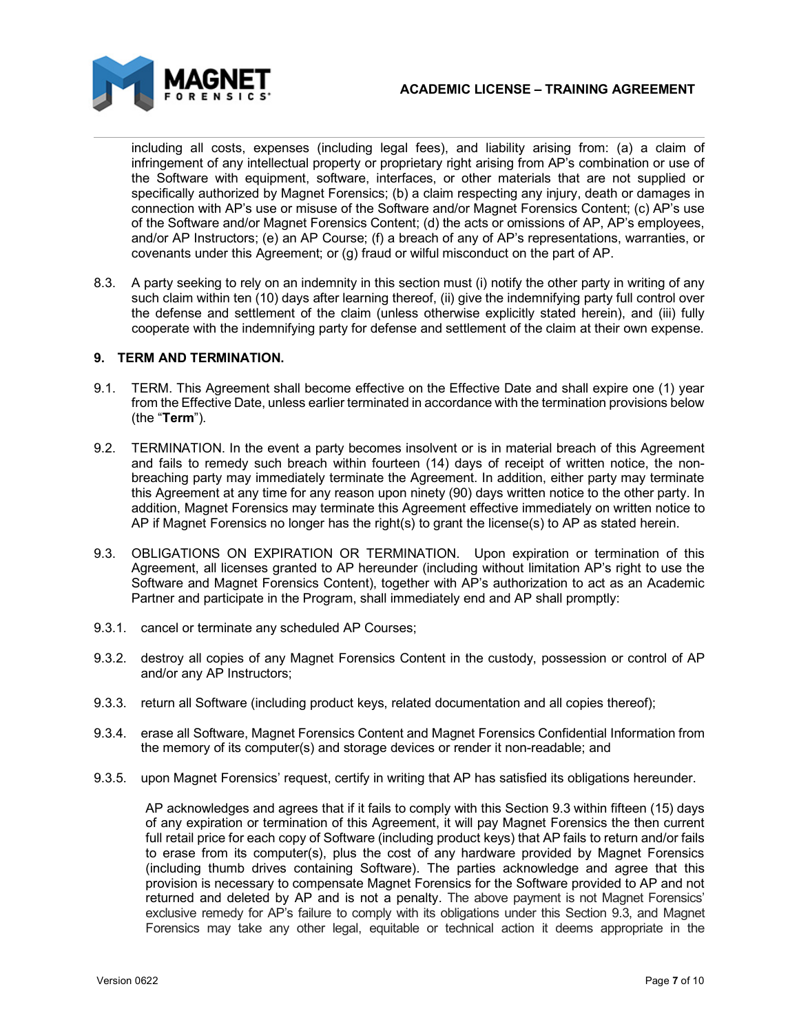including all costs, expenses (including legal fees), and liability arising from: (a) a claim of infringement of any intellectual property or proprietary right arising from AP's combination or use of the Software with equipment, software, interfaces, or other materials that are not supplied or specifically authorized by Magnet Forensics; (b) a claim respecting any injury, death or damages in connection with AP's use or misuse of the Software and/or Magnet Forensics Content; (c) AP's use of the Software and/or Magnet Forensics Content; (d) the acts or omissions of AP, AP's employees, and/or AP Instructors; (e) an AP Course; (f) a breach of any of AP's representations, warranties, or covenants under this Agreement; or (g) fraud or wilful misconduct on the part of AP.

8.3. A party seeking to rely on an indemnity in this section must (i) notify the other party in writing of any such claim within ten (10) days after learning thereof, (ii) give the indemnifying party full control over the defense and settlement of the claim (unless otherwise explicitly stated herein), and (iii) fully cooperate with the indemnifying party for defense and settlement of the claim at their own expense.

## 9. TERM AND TERMINATION.

9.1. TERM. This Agreement shall become effective on the Effective Date and shall expire one (1) year from the Effective Date, unless earlier terminated in accordance with the termination provisions below (the "**Term**").

9.2. TERMINATION. In the event a party becomes insolvent or is in material breach of this Agreement and fails to remedy such breach within fourteen (14) days of receipt of written notice, the non-breaching party may immediately terminate the Agreement. In addition, either party may terminate this Agreement at any time for any reason upon ninety (90) days written notice to the other party. In addition, Magnet Forensics may terminate this Agreement effective immediately on written notice to AP if Magnet Forensics no longer has the right(s) to grant the license(s) to AP as stated herein.

9.3. OBLIGATIONS ON EXPIRATION OR TERMINATION. Upon expiration or termination of this Agreement, all licenses granted to AP hereunder (including without limitation AP's right to use the Software and Magnet Forensics Content), together with AP's authorization to act as an Academic Partner and participate in the Program, shall immediately end and AP shall promptly:

9.3.1. cancel or terminate any scheduled AP Courses;

9.3.2. destroy all copies of any Magnet Forensics Content in the custody, possession or control of AP and/or any AP Instructors;

9.3.3. return all Software (including product keys, related documentation and all copies thereof);

9.3.4. erase all Software, Magnet Forensics Content and Magnet Forensics Confidential Information from the memory of its computer(s) and storage devices or render it non-readable; and

9.3.5. upon Magnet Forensics' request, certify in writing that AP has satisfied its obligations hereunder.

AP acknowledges and agrees that if it fails to comply with this Section 9.3 within fifteen (15) days of any expiration or termination of this Agreement, it will pay Magnet Forensics the then current full retail price for each copy of Software (including product keys) that AP fails to return and/or fails to erase from its computer(s), plus the cost of any hardware provided by Magnet Forensics (including thumb drives containing Software). The parties acknowledge and agree that this provision is necessary to compensate Magnet Forensics for the Software provided to AP and not returned and deleted by AP and is not a penalty. The above payment is not Magnet Forensics' exclusive remedy for AP's failure to comply with its obligations under this Section 9.3, and Magnet Forensics may take any other legal, equitable or technical action it deems appropriate in the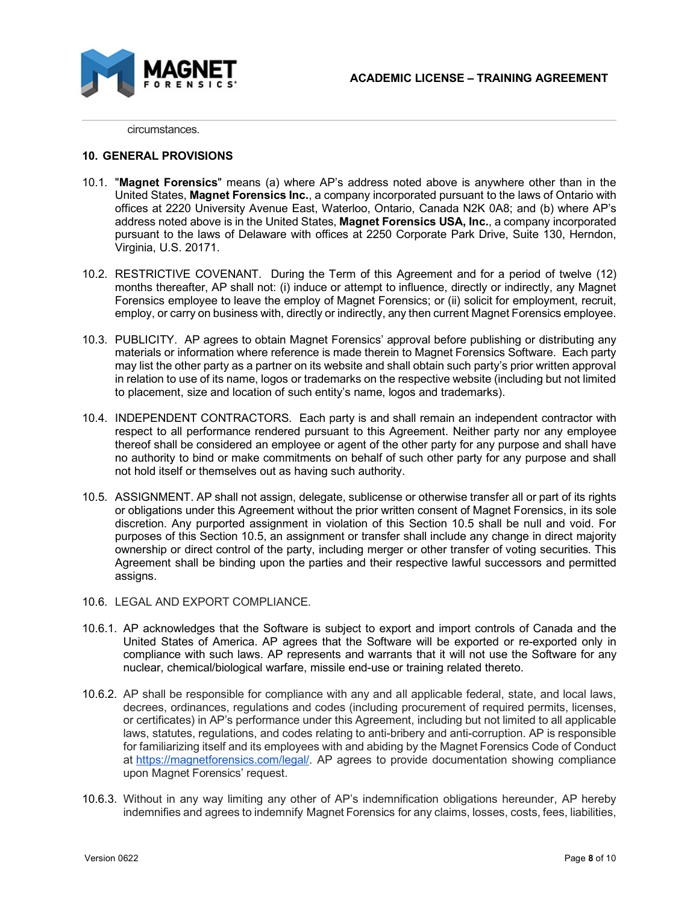circumstances.

## 10. GENERAL PROVISIONS

10.1. "**Magnet Forensics**" means (a) where AP's address noted above is anywhere other than in the United States, **Magnet Forensics Inc.**, a company incorporated pursuant to the laws of Ontario with offices at 2220 University Avenue East, Waterloo, Ontario, Canada N2K 0A8; and (b) where AP's address noted above is in the United States, **Magnet Forensics USA, Inc.**, a company incorporated pursuant to the laws of Delaware with offices at 2250 Corporate Park Drive, Suite 130, Herndon, Virginia, U.S. 20171.

10.2. RESTRICTIVE COVENANT. During the Term of this Agreement and for a period of twelve (12) months thereafter, AP shall not: (i) induce or attempt to influence, directly or indirectly, any Magnet Forensics employee to leave the employ of Magnet Forensics; or (ii) solicit for employment, recruit, employ, or carry on business with, directly or indirectly, any then current Magnet Forensics employee.

10.3. PUBLICITY. AP agrees to obtain Magnet Forensics' approval before publishing or distributing any materials or information where reference is made therein to Magnet Forensics Software. Each party may list the other party as a partner on its website and shall obtain such party's prior written approval in relation to use of its name, logos or trademarks on the respective website (including but not limited to placement, size and location of such entity's name, logos and trademarks).

10.4. INDEPENDENT CONTRACTORS. Each party is and shall remain an independent contractor with respect to all performance rendered pursuant to this Agreement. Neither party nor any employee thereof shall be considered an employee or agent of the other party for any purpose and shall have no authority to bind or make commitments on behalf of such other party for any purpose and shall not hold itself or themselves out as having such authority.

10.5. ASSIGNMENT. AP shall not assign, delegate, sublicense or otherwise transfer all or part of its rights or obligations under this Agreement without the prior written consent of Magnet Forensics, in its sole discretion. Any purported assignment in violation of this Section 10.5 shall be null and void. For purposes of this Section 10.5, an assignment or transfer shall include any change in direct majority ownership or direct control of the party, including merger or other transfer of voting securities. This Agreement shall be binding upon the parties and their respective lawful successors and permitted assigns.

10.6. LEGAL AND EXPORT COMPLIANCE.

10.6.1. AP acknowledges that the Software is subject to export and import controls of Canada and the United States of America. AP agrees that the Software will be exported or re-exported only in compliance with such laws. AP represents and warrants that it will not use the Software for any nuclear, chemical/biological warfare, missile end-use or training related thereto.

10.6.2. AP shall be responsible for compliance with any and all applicable federal, state, and local laws, decrees, ordinances, regulations and codes (including procurement of required permits, licenses, or certificates) in AP's performance under this Agreement, including but not limited to all applicable laws, statutes, regulations, and codes relating to anti-bribery and anti-corruption. AP is responsible for familiarizing itself and its employees with and abiding by the Magnet Forensics Code of Conduct at [https://magnetforensics.com/legal/](https://magnetforensics.com/legal/). AP agrees to provide documentation showing compliance upon Magnet Forensics' request.

10.6.3. Without in any way limiting any other of AP's indemnification obligations hereunder, AP hereby indemnifies and agrees to indemnify Magnet Forensics for any claims, losses, costs, fees, liabilities,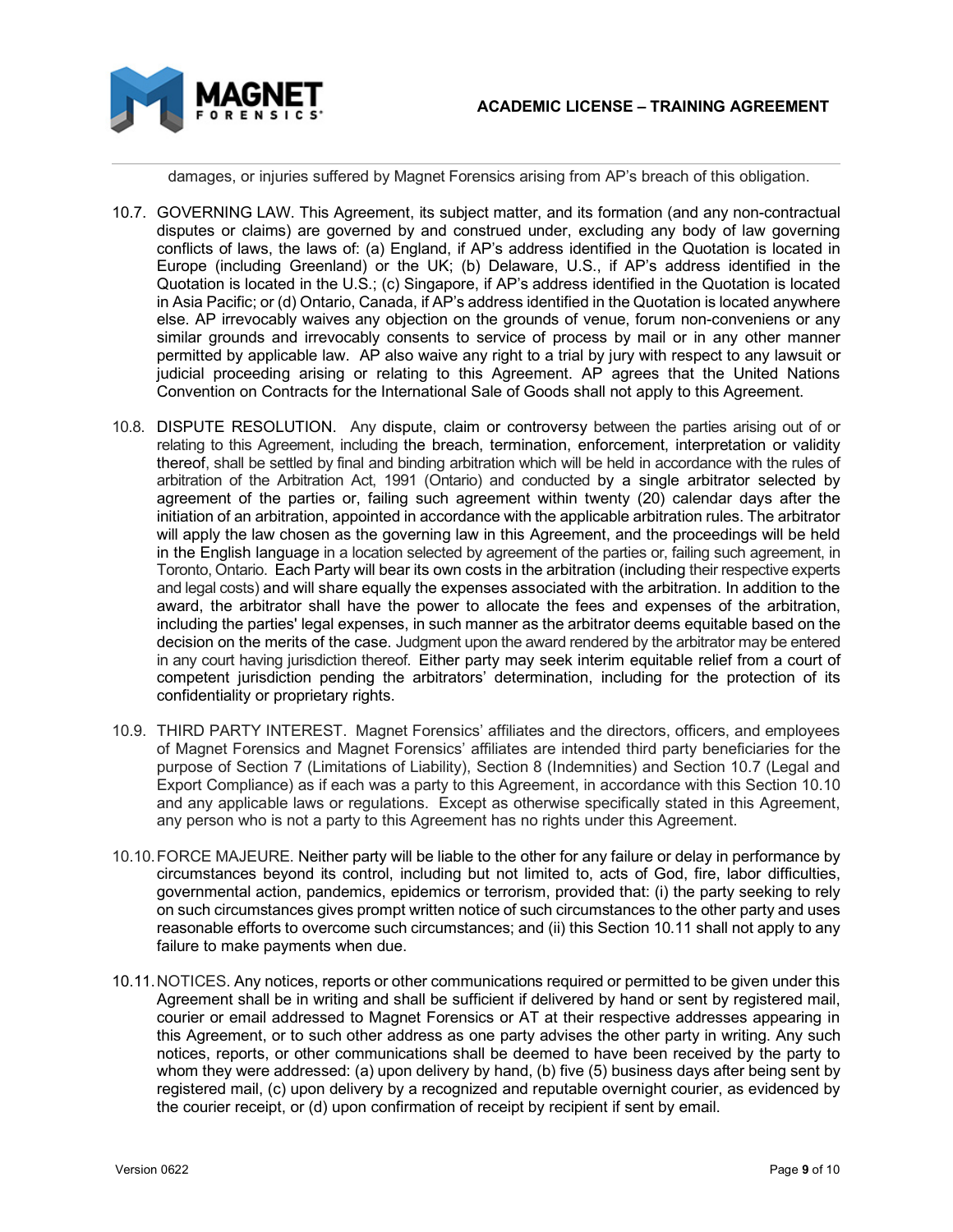damages, or injuries suffered by Magnet Forensics arising from AP's breach of this obligation.

10.7. GOVERNING LAW. This Agreement, its subject matter, and its formation (and any non-contractual disputes or claims) are governed by and construed under, excluding any body of law governing conflicts of laws, the laws of: (a) England, if AP's address identified in the Quotation is located in Europe (including Greenland) or the UK; (b) Delaware, U.S., if AP's address identified in the Quotation is located in the U.S.; (c) Singapore, if AP's address identified in the Quotation is located in Asia Pacific; or (d) Ontario, Canada, if AP's address identified in the Quotation is located anywhere else. AP irrevocably waives any objection on the grounds of venue, forum non-conveniens or any similar grounds and irrevocably consents to service of process by mail or in any other manner permitted by applicable law. AP also waive any right to a trial by jury with respect to any lawsuit or judicial proceeding arising or relating to this Agreement. AP agrees that the United Nations Convention on Contracts for the International Sale of Goods shall not apply to this Agreement.

10.8. DISPUTE RESOLUTION. Any dispute, claim or controversy between the parties arising out of or relating to this Agreement, including the breach, termination, enforcement, interpretation or validity thereof, shall be settled by final and binding arbitration which will be held in accordance with the rules of arbitration of the Arbitration Act, 1991 (Ontario) and conducted by a single arbitrator selected by agreement of the parties or, failing such agreement within twenty (20) calendar days after the initiation of an arbitration, appointed in accordance with the applicable arbitration rules. The arbitrator will apply the law chosen as the governing law in this Agreement, and the proceedings will be held in the English language in a location selected by agreement of the parties or, failing such agreement, in Toronto, Ontario. Each Party will bear its own costs in the arbitration (including their respective experts and legal costs) and will share equally the expenses associated with the arbitration. In addition to the award, the arbitrator shall have the power to allocate the fees and expenses of the arbitration, including the parties' legal expenses, in such manner as the arbitrator deems equitable based on the decision on the merits of the case. Judgment upon the award rendered by the arbitrator may be entered in any court having jurisdiction thereof. Either party may seek interim equitable relief from a court of competent jurisdiction pending the arbitrators' determination, including for the protection of its confidentiality or proprietary rights.

10.9. THIRD PARTY INTEREST. Magnet Forensics' affiliates and the directors, officers, and employees of Magnet Forensics and Magnet Forensics' affiliates are intended third party beneficiaries for the purpose of Section 7 (Limitations of Liability), Section 8 (Indemnities) and Section 10.7 (Legal and Export Compliance) as if each was a party to this Agreement, in accordance with this Section 10.10 and any applicable laws or regulations. Except as otherwise specifically stated in this Agreement, any person who is not a party to this Agreement has no rights under this Agreement.

10.10. FORCE MAJEURE. Neither party will be liable to the other for any failure or delay in performance by circumstances beyond its control, including but not limited to, acts of God, fire, labor difficulties, governmental action, pandemics, epidemics or terrorism, provided that: (i) the party seeking to rely on such circumstances gives prompt written notice of such circumstances to the other party and uses reasonable efforts to overcome such circumstances; and (ii) this Section 10.11 shall not apply to any failure to make payments when due.

10.11. NOTICES. Any notices, reports or other communications required or permitted to be given under this Agreement shall be in writing and shall be sufficient if delivered by hand or sent by registered mail, courier or email addressed to Magnet Forensics or AT at their respective addresses appearing in this Agreement, or to such other address as one party advises the other party in writing. Any such notices, reports, or other communications shall be deemed to have been received by the party to whom they were addressed: (a) upon delivery by hand, (b) five (5) business days after being sent by registered mail, (c) upon delivery by a recognized and reputable overnight courier, as evidenced by the courier receipt, or (d) upon confirmation of receipt by recipient if sent by email.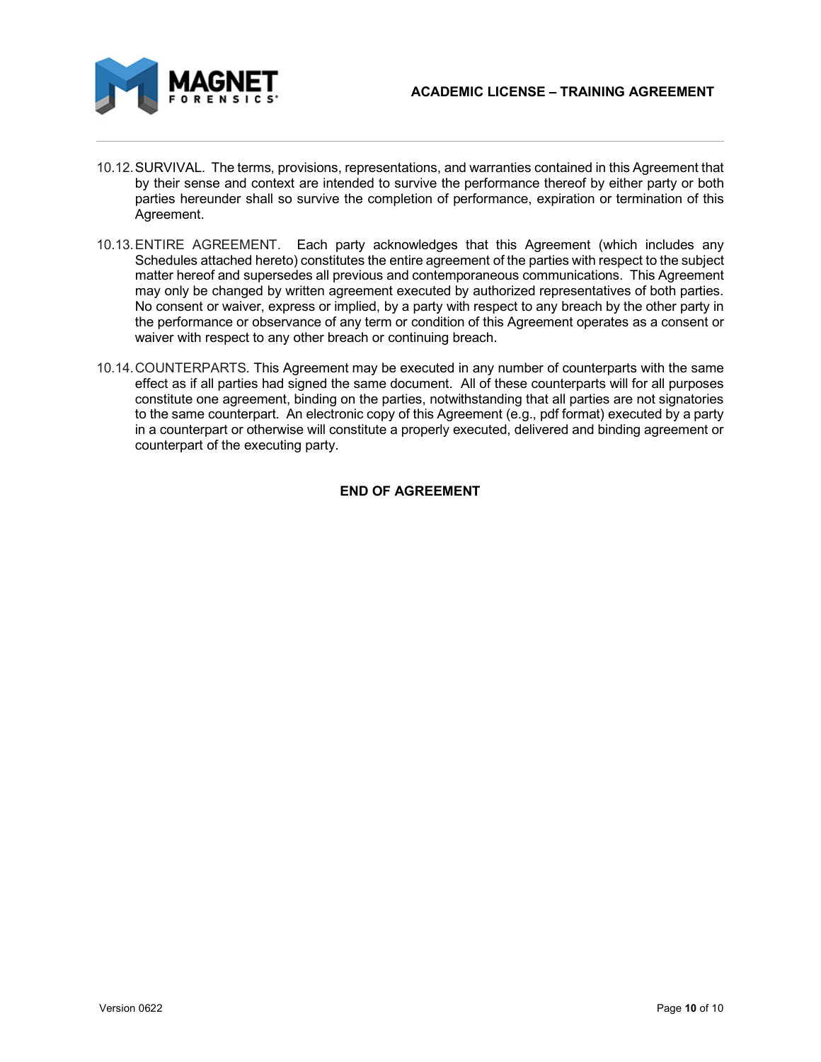10.12. SURVIVAL. The terms, provisions, representations, and warranties contained in this Agreement that by their sense and context are intended to survive the performance thereof by either party or both parties hereunder shall so survive the completion of performance, expiration or termination of this Agreement.

10.13. ENTIRE AGREEMENT. Each party acknowledges that this Agreement (which includes any Schedules attached hereto) constitutes the entire agreement of the parties with respect to the subject matter hereof and supersedes all previous and contemporaneous communications. This Agreement may only be changed by written agreement executed by authorized representatives of both parties. No consent or waiver, express or implied, by a party with respect to any breach by the other party in the performance or observance of any term or condition of this Agreement operates as a consent or waiver with respect to any other breach or continuing breach.

10.14. COUNTERPARTS. This Agreement may be executed in any number of counterparts with the same effect as if all parties had signed the same document. All of these counterparts will for all purposes constitute one agreement, binding on the parties, notwithstanding that all parties are not signatories to the same counterpart. An electronic copy of this Agreement (e.g., pdf format) executed by a party in a counterpart or otherwise will constitute a properly executed, delivered and binding agreement or counterpart of the executing party.

**END OF AGREEMENT**